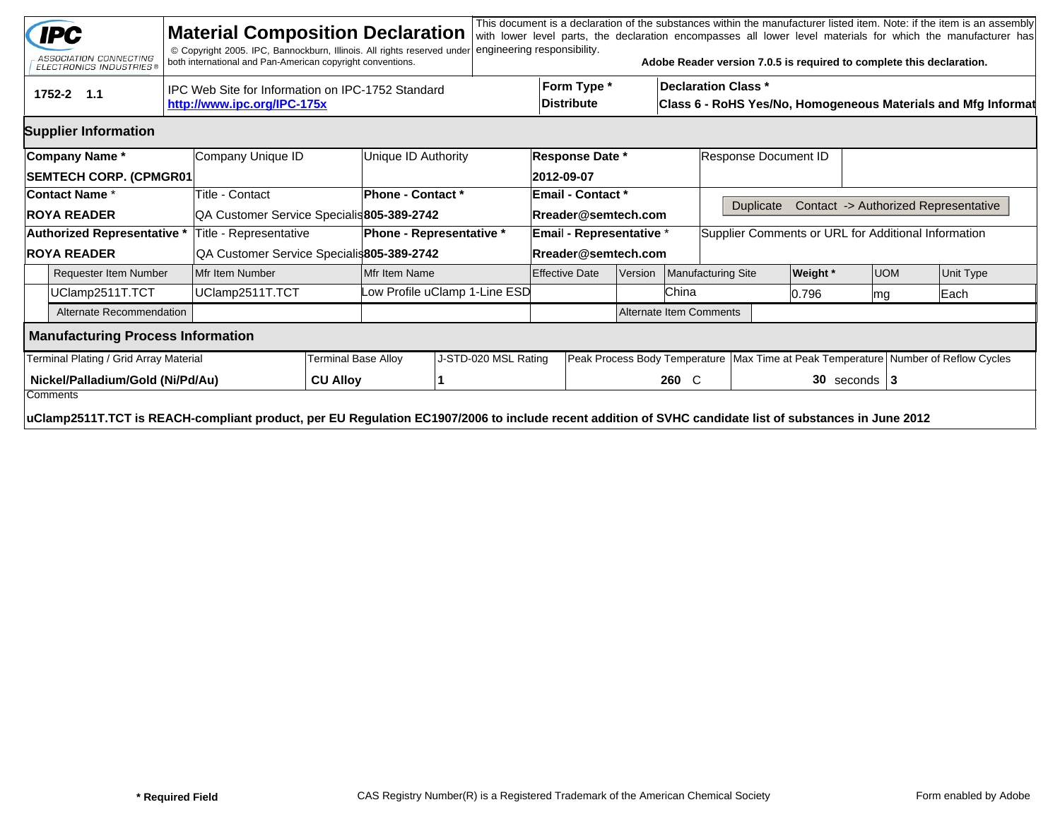# Material Composition Declaration

IPC — ASSOCIATION CONNECTING ELECTRONICS INDUSTRIES®

© Copyright 2005. IPC, Bannockburn, Illinois. All rights reserved under both international and Pan-American copyright conventions.

This document is a declaration of the substances within the manufacturer listed item. Note: if the item is an assembly with lower level parts, the declaration encompasses all lower level materials for which the manufacturer has engineering responsibility.

**Adobe Reader version 7.0.5 is required to complete this declaration.**

| 1752-2 1.1 | IPC Web Site for Information on IPC-1752 Standard **http://www.ipc.org/IPC-175x** | **Form Type *** **Distribute** | **Declaration Class *** **Class 6 - RoHS Yes/No, Homogeneous Materials and Mfg Informat** |
|---|---|---|---|

## Supplier Information

| **Company Name *** | Company Unique ID | Unique ID Authority | **Response Date *** | Response Document ID |
|---|---|---|---|---|
| **SEMTECH CORP. (CPMGR01** | | | **2012-09-07** | |
| **Contact Name *** | Title - Contact | **Phone - Contact *** | **Email - Contact *** | Duplicate Contact -> Authorized Representative |
| **ROYA READER** | QA Customer Service Specialis | **805-389-2742** | **Rreader@semtech.com** | |
| **Authorized Representative *** | Title - Representative | **Phone - Representative *** | **Email - Representative *** | Supplier Comments or URL for Additional Information |
| **ROYA READER** | QA Customer Service Specialis | **805-389-2742** | **Rreader@semtech.com** | |

| Requester Item Number | Mfr Item Number | Mfr Item Name | Effective Date | Version | Manufacturing Site | **Weight *** | UOM | Unit Type |
|---|---|---|---|---|---|---|---|---|
| UClamp2511T.TCT | UClamp2511T.TCT | Low Profile uClamp 1-Line ESD | | | China | 0.796 | mg | Each |
| Alternate Recommendation | | | | Alternate Item Comments | | | | |

## Manufacturing Process Information

| Terminal Plating / Grid Array Material | Terminal Base Alloy | J-STD-020 MSL Rating | Peak Process Body Temperature | Max Time at Peak Temperature | Number of Reflow Cycles |
|---|---|---|---|---|---|
| **Nickel/Palladium/Gold (Ni/Pd/Au)** | **CU Alloy** | **1** | **260** C | **30** seconds | **3** |

Comments

**uClamp2511T.TCT is REACH-compliant product, per EU Regulation EC1907/2006 to include recent addition of SVHC candidate list of substances in June 2012**

**\* Required Field** CAS Registry Number(R) is a Registered Trademark of the American Chemical Society Form enabled by Adobe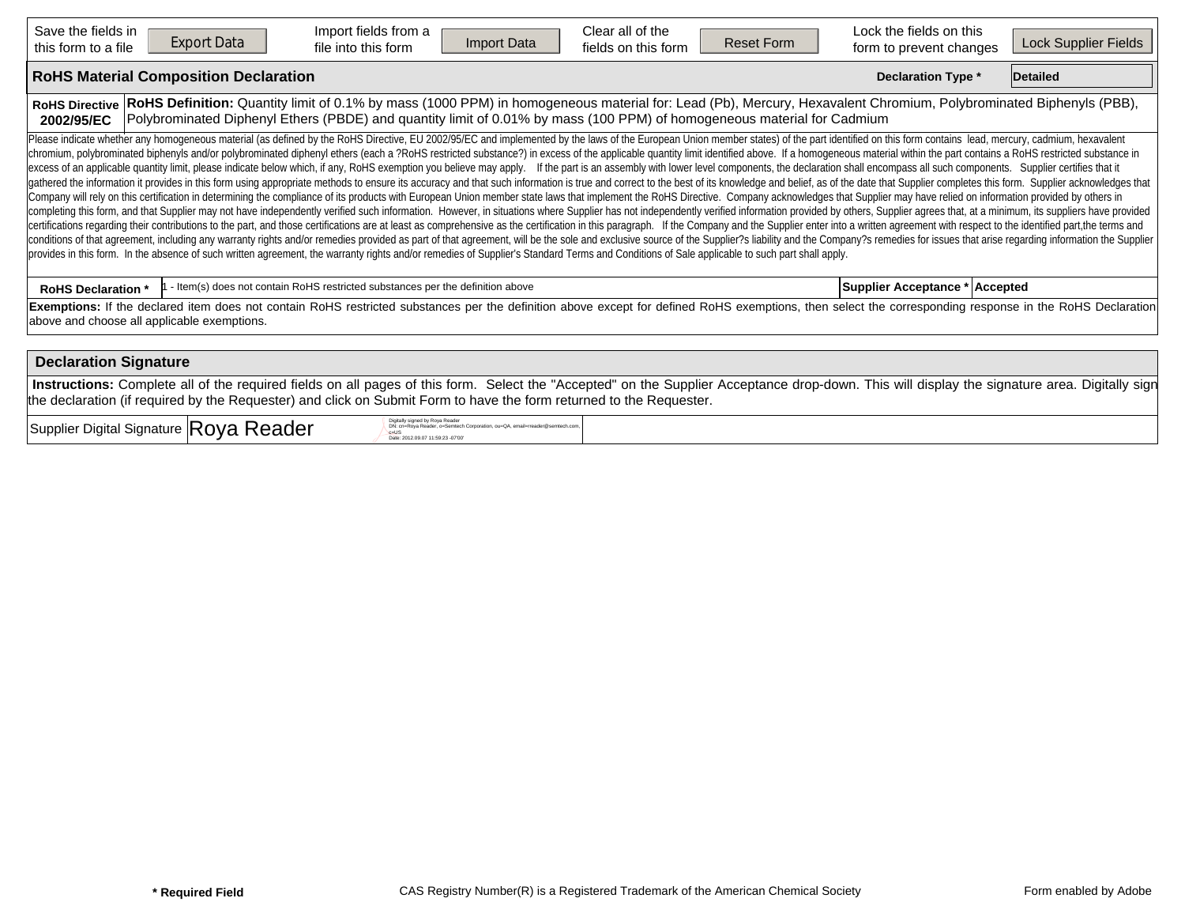| Save the fields in this form to a file | Export Data | Import fields from a file into this form | Import Data | Clear all of the fields on this form | Reset Form | Lock the fields on this form to prevent changes | Lock Supplier Fields |
|---|---|---|---|---|---|---|---|

## RoHS Material Composition Declaration

**Declaration Type *** | **Detailed**

| **RoHS Directive 2002/95/EC** | **RoHS Definition:** Quantity limit of 0.1% by mass (1000 PPM) in homogeneous material for: Lead (Pb), Mercury, Hexavalent Chromium, Polybrominated Biphenyls (PBB), Polybrominated Diphenyl Ethers (PBDE) and quantity limit of 0.01% by mass (100 PPM) of homogeneous material for Cadmium |
|---|---|

Please indicate whether any homogeneous material (as defined by the RoHS Directive, EU 2002/95/EC and implemented by the laws of the European Union member states) of the part identified on this form contains lead, mercury, cadmium, hexavalent chromium, polybrominated biphenyls and/or polybrominated diphenyl ethers (each a ?RoHS restricted substance?) in excess of the applicable quantity limit identified above. If a homogeneous material within the part contains a RoHS restricted substance in excess of an applicable quantity limit, please indicate below which, if any, RoHS exemption you believe may apply. If the part is an assembly with lower level components, the declaration shall encompass all such components. Supplier certifies that it gathered the information it provides in this form using appropriate methods to ensure its accuracy and that such information is true and correct to the best of its knowledge and belief, as of the date that Supplier completes this form. Supplier acknowledges that Company will rely on this certification in determining the compliance of its products with European Union member state laws that implement the RoHS Directive. Company acknowledges that Supplier may have relied on information provided by others in completing this form, and that Supplier may not have independently verified such information. However, in situations where Supplier has not independently verified information provided by others, Supplier agrees that, at a minimum, its suppliers have provided certifications regarding their contributions to the part, and those certifications are at least as comprehensive as the certification in this paragraph. If the Company and the Supplier enter into a written agreement with respect to the identified part,the terms and conditions of that agreement, including any warranty rights and/or remedies provided as part of that agreement, will be the sole and exclusive source of the Supplier?s liability and the Company?s remedies for issues that arise regarding information the Supplier provides in this form. In the absence of such written agreement, the warranty rights and/or remedies of Supplier's Standard Terms and Conditions of Sale applicable to such part shall apply.

| **RoHS Declaration *** | 1 - Item(s) does not contain RoHS restricted substances per the definition above | **Supplier Acceptance *** | **Accepted** |
|---|---|---|---|

**Exemptions:** If the declared item does not contain RoHS restricted substances per the definition above except for defined RoHS exemptions, then select the corresponding response in the RoHS Declaration above and choose all applicable exemptions.

## Declaration Signature

**Instructions:** Complete all of the required fields on all pages of this form. Select the "Accepted" on the Supplier Acceptance drop-down. This will display the signature area. Digitally sign the declaration (if required by the Requester) and click on Submit Form to have the form returned to the Requester.

| Supplier Digital Signature | Roya Reader | Digitally signed by Roya Reader DN: cn=Roya Reader, o=Semtech Corporation, ou=QA, email=rreader@semtech.com, c=US Date: 2012.09.07 11:59:23 -07'00' | |
|---|---|---|---|

**\* Required Field** CAS Registry Number(R) is a Registered Trademark of the American Chemical Society Form enabled by Adobe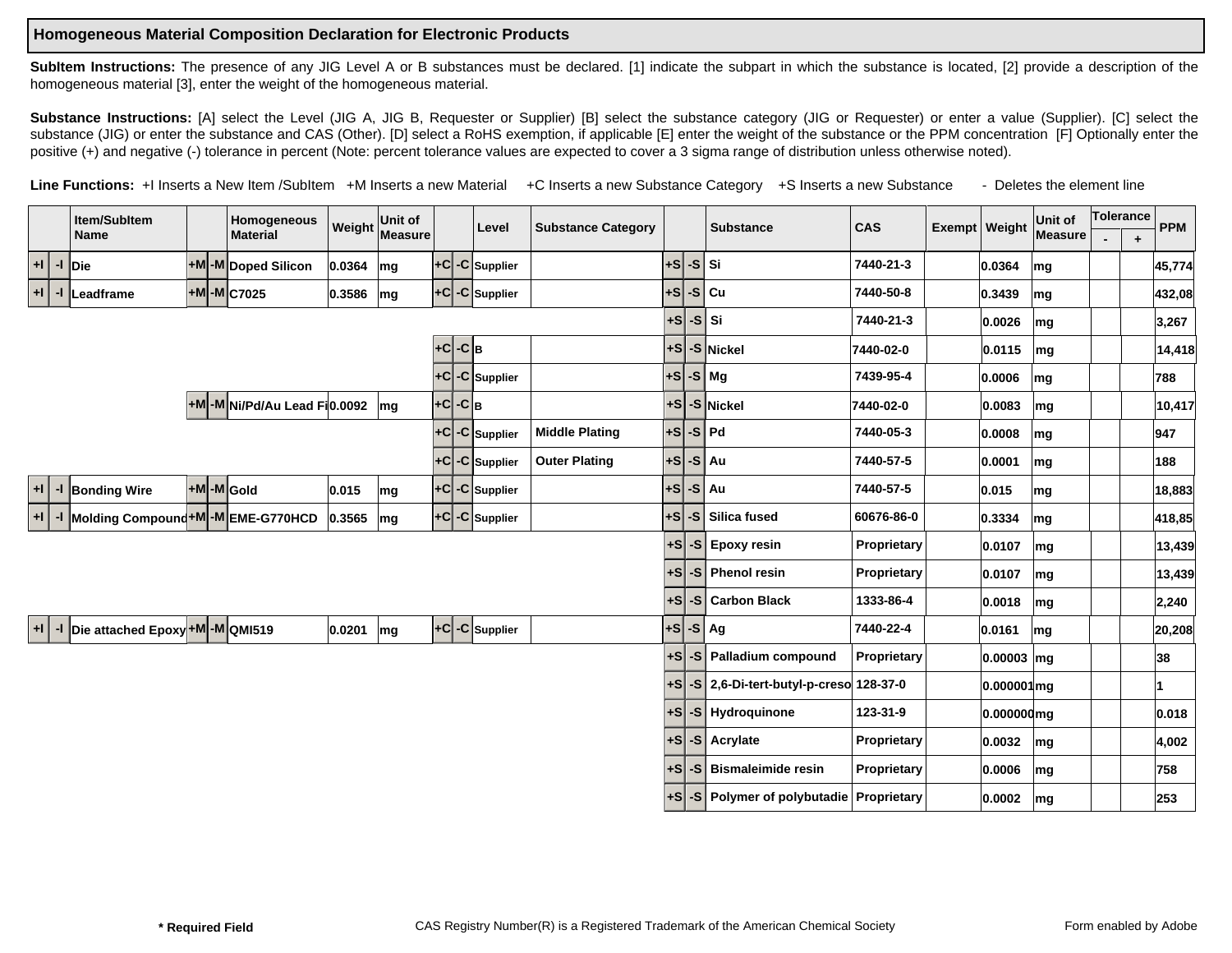## Homogeneous Material Composition Declaration for Electronic Products

**SubItem Instructions:** The presence of any JIG Level A or B substances must be declared. [1] indicate the subpart in which the substance is located, [2] provide a description of the homogeneous material [3], enter the weight of the homogeneous material.

**Substance Instructions:** [A] select the Level (JIG A, JIG B, Requester or Supplier) [B] select the substance category (JIG or Requester) or enter a value (Supplier). [C] select the substance (JIG) or enter the substance and CAS (Other). [D] select a RoHS exemption, if applicable [E] enter the weight of the substance or the PPM concentration [F] Optionally enter the positive (+) and negative (-) tolerance in percent (Note: percent tolerance values are expected to cover a 3 sigma range of distribution unless otherwise noted).

**Line Functions:** +I Inserts a New Item /SubItem +M Inserts a new Material +C Inserts a new Substance Category +S Inserts a new Substance - Deletes the element line

| | Item/SubItem Name | | Homogeneous Material | Weight | Unit of Measure | | Level | Substance Category | | Substance | CAS | Exempt | Weight | Unit of Measure | Tolerance | | PPM |
|---|---|---|---|---|---|---|---|---|---|---|---|---|---|---|---|---|---|
| | | | | | | | | | | | | | | | - | + | |
| +I -I | Die | +M -M | Doped Silicon | 0.0364 | mg | +C -C | Supplier | | +S -S | Si | 7440-21-3 | | 0.0364 | mg | | | 45,774 |
| +I -I | Leadframe | +M -M | C7025 | 0.3586 | mg | +C -C | Supplier | | +S -S | Cu | 7440-50-8 | | 0.3439 | mg | | | 432,08 |
| | | | | | | | | | +S -S | Si | 7440-21-3 | | 0.0026 | mg | | | 3,267 |
| | | | | | | +C -C | B | | +S -S | Nickel | 7440-02-0 | | 0.0115 | mg | | | 14,418 |
| | | | | | | +C -C | Supplier | | +S -S | Mg | 7439-95-4 | | 0.0006 | mg | | | 788 |
| | | +M -M | Ni/Pd/Au Lead Fi | 0.0092 | mg | +C -C | B | | +S -S | Nickel | 7440-02-0 | | 0.0083 | mg | | | 10,417 |
| | | | | | | +C -C | Supplier | Middle Plating | +S -S | Pd | 7440-05-3 | | 0.0008 | mg | | | 947 |
| | | | | | | +C -C | Supplier | Outer Plating | +S -S | Au | 7440-57-5 | | 0.0001 | mg | | | 188 |
| +I -I | Bonding Wire | +M -M | Gold | 0.015 | mg | +C -C | Supplier | | +S -S | Au | 7440-57-5 | | 0.015 | mg | | | 18,883 |
| +I -I | Molding Compound | +M -M | EME-G770HCD | 0.3565 | mg | +C -C | Supplier | | +S -S | Silica fused | 60676-86-0 | | 0.3334 | mg | | | 418,85 |
| | | | | | | | | | +S -S | Epoxy resin | Proprietary | | 0.0107 | mg | | | 13,439 |
| | | | | | | | | | +S -S | Phenol resin | Proprietary | | 0.0107 | mg | | | 13,439 |
| | | | | | | | | | +S -S | Carbon Black | 1333-86-4 | | 0.0018 | mg | | | 2,240 |
| +I -I | Die attached Epoxy | +M -M | QMI519 | 0.0201 | mg | +C -C | Supplier | | +S -S | Ag | 7440-22-4 | | 0.0161 | mg | | | 20,208 |
| | | | | | | | | | +S -S | Palladium compound | Proprietary | | 0.00003 | mg | | | 38 |
| | | | | | | | | | +S -S | 2,6-Di-tert-butyl-p-creso | 128-37-0 | | 0.000001 | mg | | | 1 |
| | | | | | | | | | +S -S | Hydroquinone | 123-31-9 | | 0.000000 | mg | | | 0.018 |
| | | | | | | | | | +S -S | Acrylate | Proprietary | | 0.0032 | mg | | | 4,002 |
| | | | | | | | | | +S -S | Bismaleimide resin | Proprietary | | 0.0006 | mg | | | 758 |
| | | | | | | | | | +S -S | Polymer of polybutadie | Proprietary | | 0.0002 | mg | | | 253 |

\* Required Field

CAS Registry Number(R) is a Registered Trademark of the American Chemical Society

Form enabled by Adobe